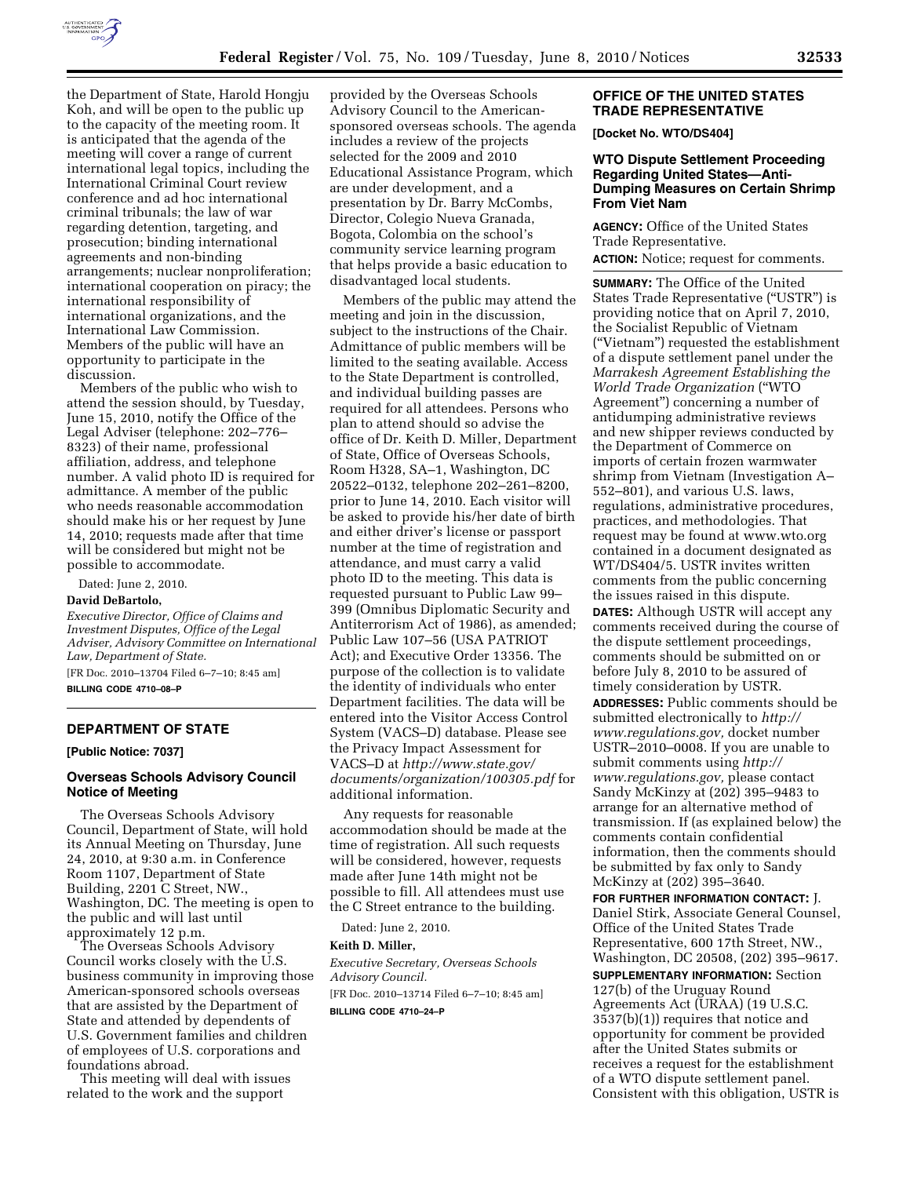the Department of State, Harold Hongju Koh, and will be open to the public up to the capacity of the meeting room. It is anticipated that the agenda of the meeting will cover a range of current international legal topics, including the International Criminal Court review conference and ad hoc international criminal tribunals; the law of war regarding detention, targeting, and prosecution; binding international agreements and non-binding arrangements; nuclear nonproliferation; international cooperation on piracy; the international responsibility of international organizations, and the International Law Commission. Members of the public will have an opportunity to participate in the discussion.

Members of the public who wish to attend the session should, by Tuesday, June 15, 2010, notify the Office of the Legal Adviser (telephone: 202–776–8323) of their name, professional affiliation, address, and telephone number. A valid photo ID is required for admittance. A member of the public who needs reasonable accommodation should make his or her request by June 14, 2010; requests made after that time will be considered but might not be possible to accommodate.

Dated: June 2, 2010.

**David DeBartolo,**

*Executive Director, Office of Claims and Investment Disputes, Office of the Legal Adviser, Advisory Committee on International Law, Department of State.*

[FR Doc. 2010–13704 Filed 6–7–10; 8:45 am]

**BILLING CODE 4710–08–P**

## DEPARTMENT OF STATE

**[Public Notice: 7037]**

### Overseas Schools Advisory Council Notice of Meeting

The Overseas Schools Advisory Council, Department of State, will hold its Annual Meeting on Thursday, June 24, 2010, at 9:30 a.m. in Conference Room 1107, Department of State Building, 2201 C Street, NW., Washington, DC. The meeting is open to the public and will last until approximately 12 p.m.

The Overseas Schools Advisory Council works closely with the U.S. business community in improving those American-sponsored schools overseas that are assisted by the Department of State and attended by dependents of U.S. Government families and children of employees of U.S. corporations and foundations abroad.

This meeting will deal with issues related to the work and the support provided by the Overseas Schools Advisory Council to the American-sponsored overseas schools. The agenda includes a review of the projects selected for the 2009 and 2010 Educational Assistance Program, which are under development, and a presentation by Dr. Barry McCombs, Director, Colegio Nueva Granada, Bogota, Colombia on the school's community service learning program that helps provide a basic education to disadvantaged local students.

Members of the public may attend the meeting and join in the discussion, subject to the instructions of the Chair. Admittance of public members will be limited to the seating available. Access to the State Department is controlled, and individual building passes are required for all attendees. Persons who plan to attend should so advise the office of Dr. Keith D. Miller, Department of State, Office of Overseas Schools, Room H328, SA–1, Washington, DC 20522–0132, telephone 202–261–8200, prior to June 14, 2010. Each visitor will be asked to provide his/her date of birth and either driver's license or passport number at the time of registration and attendance, and must carry a valid photo ID to the meeting. This data is requested pursuant to Public Law 99–399 (Omnibus Diplomatic Security and Antiterrorism Act of 1986), as amended; Public Law 107–56 (USA PATRIOT Act); and Executive Order 13356. The purpose of the collection is to validate the identity of individuals who enter Department facilities. The data will be entered into the Visitor Access Control System (VACS–D) database. Please see the Privacy Impact Assessment for VACS–D at *http://www.state.gov/documents/organization/100305.pdf* for additional information.

Any requests for reasonable accommodation should be made at the time of registration. All such requests will be considered, however, requests made after June 14th might not be possible to fill. All attendees must use the C Street entrance to the building.

Dated: June 2, 2010.

**Keith D. Miller,**

*Executive Secretary, Overseas Schools Advisory Council.*

[FR Doc. 2010–13714 Filed 6–7–10; 8:45 am]

**BILLING CODE 4710–24–P**

## OFFICE OF THE UNITED STATES TRADE REPRESENTATIVE

**[Docket No. WTO/DS404]**

### WTO Dispute Settlement Proceeding Regarding United States—Anti-Dumping Measures on Certain Shrimp From Viet Nam

**AGENCY:** Office of the United States Trade Representative.

**ACTION:** Notice; request for comments.

**SUMMARY:** The Office of the United States Trade Representative ("USTR") is providing notice that on April 7, 2010, the Socialist Republic of Vietnam ("Vietnam") requested the establishment of a dispute settlement panel under the *Marrakesh Agreement Establishing the World Trade Organization* ("WTO Agreement") concerning a number of antidumping administrative reviews and new shipper reviews conducted by the Department of Commerce on imports of certain frozen warmwater shrimp from Vietnam (Investigation A–552–801), and various U.S. laws, regulations, administrative procedures, practices, and methodologies. That request may be found at www.wto.org contained in a document designated as WT/DS404/5. USTR invites written comments from the public concerning the issues raised in this dispute.

**DATES:** Although USTR will accept any comments received during the course of the dispute settlement proceedings, comments should be submitted on or before July 8, 2010 to be assured of timely consideration by USTR.

**ADDRESSES:** Public comments should be submitted electronically to *http://www.regulations.gov,* docket number USTR–2010–0008. If you are unable to submit comments using *http://www.regulations.gov,* please contact Sandy McKinzy at (202) 395–9483 to arrange for an alternative method of transmission. If (as explained below) the comments contain confidential information, then the comments should be submitted by fax only to Sandy McKinzy at (202) 395–3640.

**FOR FURTHER INFORMATION CONTACT:** J. Daniel Stirk, Associate General Counsel, Office of the United States Trade Representative, 600 17th Street, NW., Washington, DC 20508, (202) 395–9617.

**SUPPLEMENTARY INFORMATION:** Section 127(b) of the Uruguay Round Agreements Act (URAA) (19 U.S.C. 3537(b)(1)) requires that notice and opportunity for comment be provided after the United States submits or receives a request for the establishment of a WTO dispute settlement panel. Consistent with this obligation, USTR is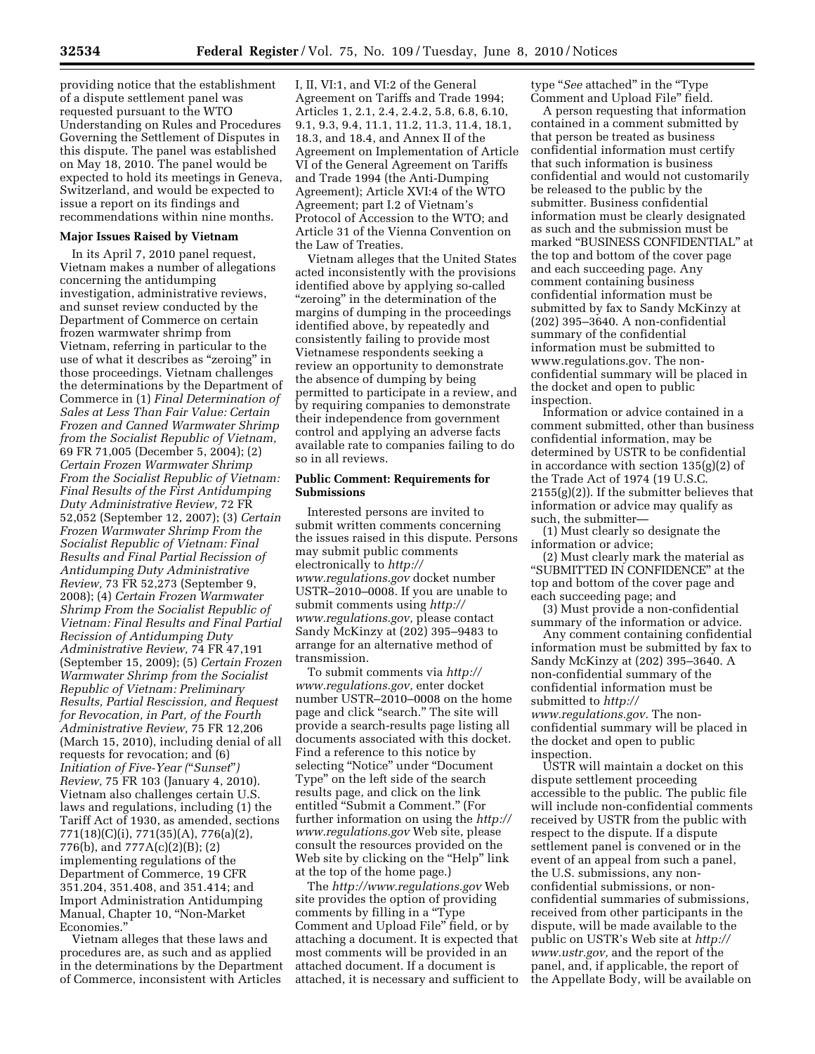providing notice that the establishment of a dispute settlement panel was requested pursuant to the WTO Understanding on Rules and Procedures Governing the Settlement of Disputes in this dispute. The panel was established on May 18, 2010. The panel would be expected to hold its meetings in Geneva, Switzerland, and would be expected to issue a report on its findings and recommendations within nine months.

**Major Issues Raised by Vietnam**

In its April 7, 2010 panel request, Vietnam makes a number of allegations concerning the antidumping investigation, administrative reviews, and sunset review conducted by the Department of Commerce on certain frozen warmwater shrimp from Vietnam, referring in particular to the use of what it describes as "zeroing" in those proceedings. Vietnam challenges the determinations by the Department of Commerce in (1) *Final Determination of Sales at Less Than Fair Value: Certain Frozen and Canned Warmwater Shrimp from the Socialist Republic of Vietnam,* 69 FR 71,005 (December 5, 2004); (2) *Certain Frozen Warmwater Shrimp From the Socialist Republic of Vietnam: Final Results of the First Antidumping Duty Administrative Review,* 72 FR 52,052 (September 12, 2007); (3) *Certain Frozen Warmwater Shrimp From the Socialist Republic of Vietnam: Final Results and Final Partial Recission of Antidumping Duty Administrative Review,* 73 FR 52,273 (September 9, 2008); (4) *Certain Frozen Warmwater Shrimp From the Socialist Republic of Vietnam: Final Results and Final Partial Recission of Antidumping Duty Administrative Review,* 74 FR 47,191 (September 15, 2009); (5) *Certain Frozen Warmwater Shrimp from the Socialist Republic of Vietnam: Preliminary Results, Partial Rescission, and Request for Revocation, in Part, of the Fourth Administrative Review,* 75 FR 12,206 (March 15, 2010), including denial of all requests for revocation; and (6) *Initiation of Five-Year ("Sunset") Review,* 75 FR 103 (January 4, 2010). Vietnam also challenges certain U.S. laws and regulations, including (1) the Tariff Act of 1930, as amended, sections 771(18)(C)(i), 771(35)(A), 776(a)(2), 776(b), and 777A(c)(2)(B); (2) implementing regulations of the Department of Commerce, 19 CFR 351.204, 351.408, and 351.414; and Import Administration Antidumping Manual, Chapter 10, "Non-Market Economies."

Vietnam alleges that these laws and procedures are, as such and as applied in the determinations by the Department of Commerce, inconsistent with Articles I, II, VI:1, and VI:2 of the General Agreement on Tariffs and Trade 1994; Articles 1, 2.1, 2.4, 2.4.2, 5.8, 6.8, 6.10, 9.1, 9.3, 9.4, 11.1, 11.2, 11.3, 11.4, 18.1, 18.3, and 18.4, and Annex II of the Agreement on Implementation of Article VI of the General Agreement on Tariffs and Trade 1994 (the Anti-Dumping Agreement); Article XVI:4 of the WTO Agreement; part I.2 of Vietnam's Protocol of Accession to the WTO; and Article 31 of the Vienna Convention on the Law of Treaties.

Vietnam alleges that the United States acted inconsistently with the provisions identified above by applying so-called "zeroing" in the determination of the margins of dumping in the proceedings identified above, by repeatedly and consistently failing to provide most Vietnamese respondents seeking a review an opportunity to demonstrate the absence of dumping by being permitted to participate in a review, and by requiring companies to demonstrate their independence from government control and applying an adverse facts available rate to companies failing to do so in all reviews.

**Public Comment: Requirements for Submissions**

Interested persons are invited to submit written comments concerning the issues raised in this dispute. Persons may submit public comments electronically to *http://www.regulations.gov* docket number USTR–2010–0008. If you are unable to submit comments using *http://www.regulations.gov,* please contact Sandy McKinzy at (202) 395–9483 to arrange for an alternative method of transmission.

To submit comments via *http://www.regulations.gov,* enter docket number USTR–2010–0008 on the home page and click "search." The site will provide a search-results page listing all documents associated with this docket. Find a reference to this notice by selecting "Notice" under "Document Type" on the left side of the search results page, and click on the link entitled "Submit a Comment." (For further information on using the *http://www.regulations.gov* Web site, please consult the resources provided on the Web site by clicking on the "Help" link at the top of the home page.)

The *http://www.regulations.gov* Web site provides the option of providing comments by filling in a "Type Comment and Upload File" field, or by attaching a document. It is expected that most comments will be provided in an attached document. If a document is attached, it is necessary and sufficient to type "*See* attached" in the "Type Comment and Upload File" field.

A person requesting that information contained in a comment submitted by that person be treated as business confidential information must certify that such information is business confidential and would not customarily be released to the public by the submitter. Business confidential information must be clearly designated as such and the submission must be marked "BUSINESS CONFIDENTIAL" at the top and bottom of the cover page and each succeeding page. Any comment containing business confidential information must be submitted by fax to Sandy McKinzy at (202) 395–3640. A non-confidential summary of the confidential information must be submitted to www.regulations.gov. The non-confidential summary will be placed in the docket and open to public inspection.

Information or advice contained in a comment submitted, other than business confidential information, may be determined by USTR to be confidential in accordance with section 135(g)(2) of the Trade Act of 1974 (19 U.S.C. 2155(g)(2)). If the submitter believes that information or advice may qualify as such, the submitter—

(1) Must clearly so designate the information or advice;

(2) Must clearly mark the material as "SUBMITTED IN CONFIDENCE" at the top and bottom of the cover page and each succeeding page; and

(3) Must provide a non-confidential summary of the information or advice.

Any comment containing confidential information must be submitted by fax to Sandy McKinzy at (202) 395–3640. A non-confidential summary of the confidential information must be submitted to *http://www.regulations.gov.* The non-confidential summary will be placed in the docket and open to public inspection.

USTR will maintain a docket on this dispute settlement proceeding accessible to the public. The public file will include non-confidential comments received by USTR from the public with respect to the dispute. If a dispute settlement panel is convened or in the event of an appeal from such a panel, the U.S. submissions, any non-confidential submissions, or non-confidential summaries of submissions, received from other participants in the dispute, will be made available to the public on USTR's Web site at *http://www.ustr.gov,* and the report of the panel, and, if applicable, the report of the Appellate Body, will be available on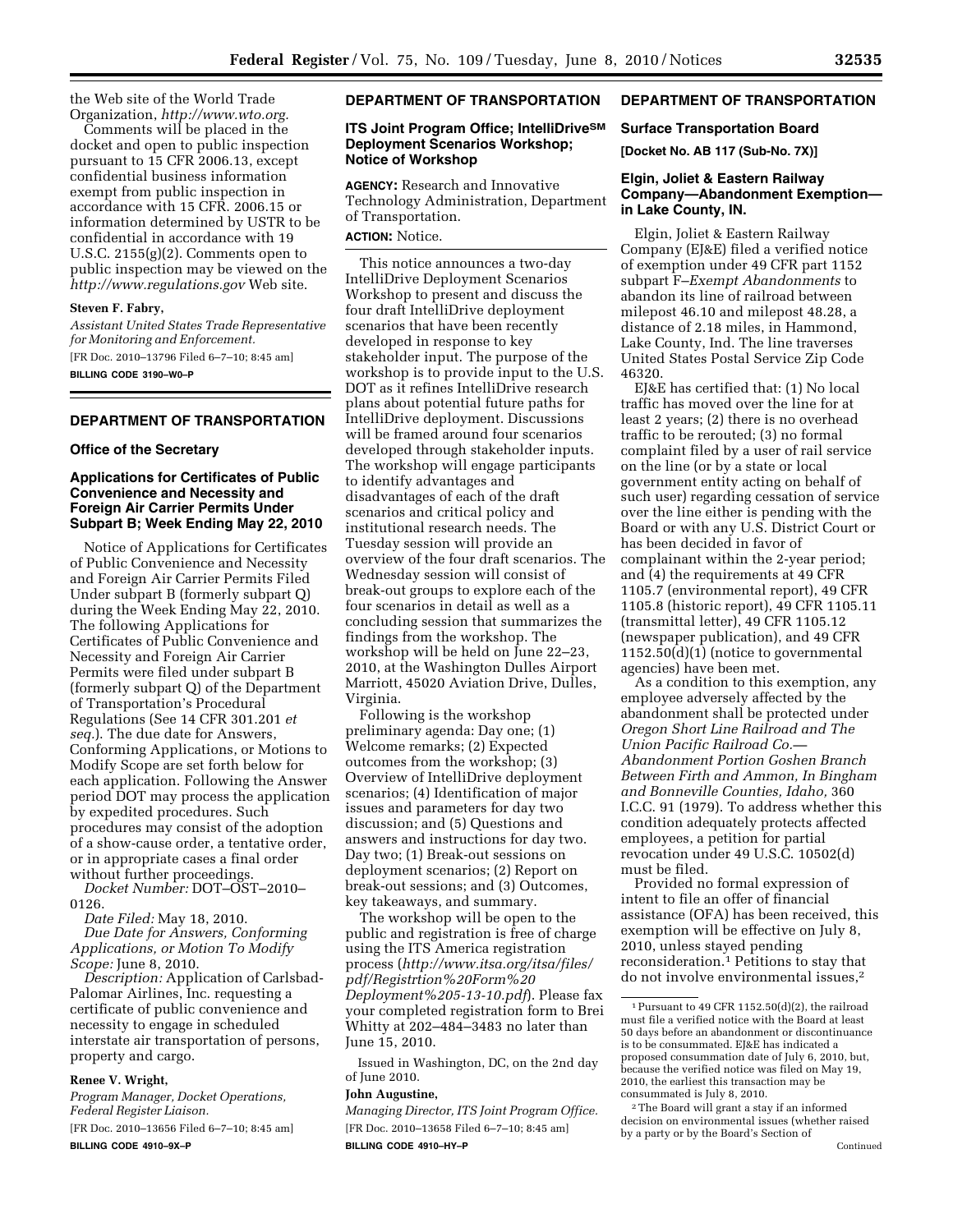the Web site of the World Trade Organization, *http://www.wto.org.*

Comments will be placed in the docket and open to public inspection pursuant to 15 CFR 2006.13, except confidential business information exempt from public inspection in accordance with 15 CFR. 2006.15 or information determined by USTR to be confidential in accordance with 19 U.S.C. 2155(g)(2). Comments open to public inspection may be viewed on the *http://www.regulations.gov* Web site.

**Steven F. Fabry,**

*Assistant United States Trade Representative for Monitoring and Enforcement.*

[FR Doc. 2010–13796 Filed 6–7–10; 8:45 am]

**BILLING CODE 3190–W0–P**

## DEPARTMENT OF TRANSPORTATION

### Office of the Secretary

### Applications for Certificates of Public Convenience and Necessity and Foreign Air Carrier Permits Under Subpart B; Week Ending May 22, 2010

Notice of Applications for Certificates of Public Convenience and Necessity and Foreign Air Carrier Permits Filed Under subpart B (formerly subpart Q) during the Week Ending May 22, 2010. The following Applications for Certificates of Public Convenience and Necessity and Foreign Air Carrier Permits were filed under subpart B (formerly subpart Q) of the Department of Transportation's Procedural Regulations (See 14 CFR 301.201 *et seq.*). The due date for Answers, Conforming Applications, or Motions to Modify Scope are set forth below for each application. Following the Answer period DOT may process the application by expedited procedures. Such procedures may consist of the adoption of a show-cause order, a tentative order, or in appropriate cases a final order without further proceedings.

*Docket Number:* DOT–OST–2010–0126.

*Date Filed:* May 18, 2010.

*Due Date for Answers, Conforming Applications, or Motion To Modify Scope:* June 8, 2010.

*Description:* Application of Carlsbad-Palomar Airlines, Inc. requesting a certificate of public convenience and necessity to engage in scheduled interstate air transportation of persons, property and cargo.

**Renee V. Wright,**

*Program Manager, Docket Operations, Federal Register Liaison.*

[FR Doc. 2010–13656 Filed 6–7–10; 8:45 am]

**BILLING CODE 4910–9X–P**

## DEPARTMENT OF TRANSPORTATION

### ITS Joint Program Office; IntelliDrive[SM] Deployment Scenarios Workshop; Notice of Workshop

**AGENCY:** Research and Innovative Technology Administration, Department of Transportation.

**ACTION:** Notice.

This notice announces a two-day IntelliDrive Deployment Scenarios Workshop to present and discuss the four draft IntelliDrive deployment scenarios that have been recently developed in response to key stakeholder input. The purpose of the workshop is to provide input to the U.S. DOT as it refines IntelliDrive research plans about potential future paths for IntelliDrive deployment. Discussions will be framed around four scenarios developed through stakeholder inputs. The workshop will engage participants to identify advantages and disadvantages of each of the draft scenarios and critical policy and institutional research needs. The Tuesday session will provide an overview of the four draft scenarios. The Wednesday session will consist of break-out groups to explore each of the four scenarios in detail as well as a concluding session that summarizes the findings from the workshop. The workshop will be held on June 22–23, 2010, at the Washington Dulles Airport Marriott, 45020 Aviation Drive, Dulles, Virginia.

Following is the workshop preliminary agenda: Day one; (1) Welcome remarks; (2) Expected outcomes from the workshop; (3) Overview of IntelliDrive deployment scenarios; (4) Identification of major issues and parameters for day two discussion; and (5) Questions and answers and instructions for day two. Day two; (1) Break-out sessions on deployment scenarios; (2) Report on break-out sessions; and (3) Outcomes, key takeaways, and summary.

The workshop will be open to the public and registration is free of charge using the ITS America registration process (*http://www.itsa.org/itsa/files/pdf/Registrtion%20Form%20Deployment%205-13-10.pdf*). Please fax your completed registration form to Brei Whitty at 202–484–3483 no later than June 15, 2010.

Issued in Washington, DC, on the 2nd day of June 2010.

**John Augustine,**

*Managing Director, ITS Joint Program Office.*

[FR Doc. 2010–13658 Filed 6–7–10; 8:45 am]

**BILLING CODE 4910–HY–P**

## DEPARTMENT OF TRANSPORTATION

### Surface Transportation Board

**[Docket No. AB 117 (Sub-No. 7X)]**

### Elgin, Joliet & Eastern Railway Company—Abandonment Exemption—in Lake County, IN.

Elgin, Joliet & Eastern Railway Company (EJ&E) filed a verified notice of exemption under 49 CFR part 1152 subpart F–*Exempt Abandonments* to abandon its line of railroad between milepost 46.10 and milepost 48.28, a distance of 2.18 miles, in Hammond, Lake County, Ind. The line traverses United States Postal Service Zip Code 46320.

EJ&E has certified that: (1) No local traffic has moved over the line for at least 2 years; (2) there is no overhead traffic to be rerouted; (3) no formal complaint filed by a user of rail service on the line (or by a state or local government entity acting on behalf of such user) regarding cessation of service over the line either is pending with the Board or with any U.S. District Court or has been decided in favor of complainant within the 2-year period; and (4) the requirements at 49 CFR 1105.7 (environmental report), 49 CFR 1105.8 (historic report), 49 CFR 1105.11 (transmittal letter), 49 CFR 1105.12 (newspaper publication), and 49 CFR 1152.50(d)(1) (notice to governmental agencies) have been met.

As a condition to this exemption, any employee adversely affected by the abandonment shall be protected under *Oregon Short Line Railroad and The Union Pacific Railroad Co.—Abandonment Portion Goshen Branch Between Firth and Ammon, In Bingham and Bonneville Counties, Idaho,* 360 I.C.C. 91 (1979). To address whether this condition adequately protects affected employees, a petition for partial revocation under 49 U.S.C. 10502(d) must be filed.

Provided no formal expression of intent to file an offer of financial assistance (OFA) has been received, this exemption will be effective on July 8, 2010, unless stayed pending reconsideration.[1] Petitions to stay that do not involve environmental issues,[2]

[1] Pursuant to 49 CFR 1152.50(d)(2), the railroad must file a verified notice with the Board at least 50 days before an abandonment or discontinuance is to be consummated. EJ&E has indicated a proposed consummation date of July 6, 2010, but, because the verified notice was filed on May 19, 2010, the earliest this transaction may be consummated is July 8, 2010.

[2] The Board will grant a stay if an informed decision on environmental issues (whether raised by a party or by the Board's Section of

Continued